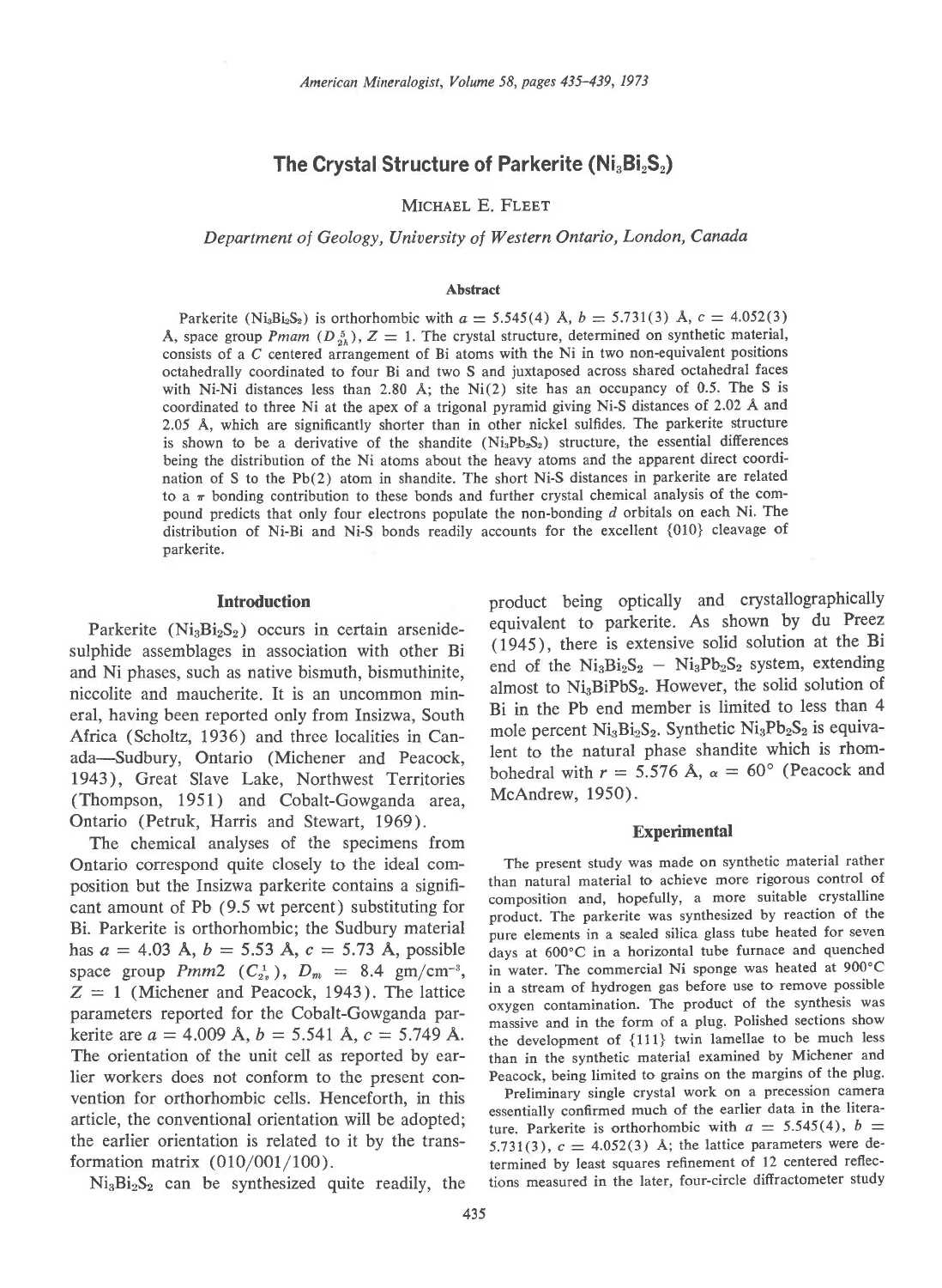# The Crystal Structure of Parkerite ($Ni_3Bi_2S_2$)

MICHAEL E. FLEET

*Department of Geology, University of Western Ontario, London, Canada*

### Abstract

Parkerite ($Ni_3Bi_2S_2$) is orthorhombic with $a$ = 5.545(4) Å, $b$ = 5.731(3) Å, $c$ = 4.052(3) Å, space group *Pmam* ($D_{2h}^5$), $Z$ = 1. The crystal structure, determined on synthetic material, consists of a $C$ centered arrangement of Bi atoms with the Ni in two non-equivalent positions octahedrally coordinated to four Bi and two S and juxtaposed across shared octahedral faces with Ni-Ni distances less than 2.80 Å; the Ni(2) site has an occupancy of 0.5. The S is coordinated to three Ni at the apex of a trigonal pyramid giving Ni-S distances of 2.02 Å and 2.05 Å, which are significantly shorter than in other nickel sulfides. The parkerite structure is shown to be a derivative of the shandite ($Ni_3Pb_2S_2$) structure, the essential differences being the distribution of the Ni atoms about the heavy atoms and the apparent direct coordination of S to the Pb(2) atom in shandite. The short Ni-S distances in parkerite are related to a $\pi$ bonding contribution to these bonds and further crystal chemical analysis of the compound predicts that only four electrons populate the non-bonding $d$ orbitals on each Ni. The distribution of Ni-Bi and Ni-S bonds readily accounts for the excellent {010} cleavage of parkerite.

## Introduction

Parkerite ($Ni_3Bi_2S_2$) occurs in certain arsenide-sulphide assemblages in association with other Bi and Ni phases, such as native bismuth, bismuthinite, niccolite and maucherite. It is an uncommon mineral, having been reported only from Insizwa, South Africa (Scholtz, 1936) and three localities in Canada—Sudbury, Ontario (Michener and Peacock, 1943), Great Slave Lake, Northwest Territories (Thompson, 1951) and Cobalt-Gowganda area, Ontario (Petruk, Harris and Stewart, 1969).

The chemical analyses of the specimens from Ontario correspond quite closely to the ideal composition but the Insizwa parkerite contains a significant amount of Pb (9.5 wt percent) substituting for Bi. Parkerite is orthorhombic; the Sudbury material has $a$ = 4.03 Å, $b$ = 5.53 Å, $c$ = 5.73 Å, possible space group *Pmm*2 ($C_{2v}^1$), $D_m$ = 8.4 gm/cm$^{-3}$, $Z$ = 1 (Michener and Peacock, 1943). The lattice parameters reported for the Cobalt-Gowganda parkerite are $a$ = 4.009 Å, $b$ = 5.541 Å, $c$ = 5.749 Å. The orientation of the unit cell as reported by earlier workers does not conform to the present convention for orthorhombic cells. Henceforth, in this article, the conventional orientation will be adopted; the earlier orientation is related to it by the transformation matrix (010/001/100).

$Ni_3Bi_2S_2$ can be synthesized quite readily, the product being optically and crystallographically equivalent to parkerite. As shown by du Preez (1945), there is extensive solid solution at the Bi end of the $Ni_3Bi_2S_2$ – $Ni_3Pb_2S_2$ system, extending almost to $Ni_3BiPbS_2$. However, the solid solution of Bi in the Pb end member is limited to less than 4 mole percent $Ni_3Bi_2S_2$. Synthetic $Ni_3Pb_2S_2$ is equivalent to the natural phase shandite which is rhombohedral with $r$ = 5.576 Å, $\alpha$ = 60° (Peacock and McAndrew, 1950).

## Experimental

The present study was made on synthetic material rather than natural material to achieve more rigorous control of composition and, hopefully, a more suitable crystalline product. The parkerite was synthesized by reaction of the pure elements in a sealed silica glass tube heated for seven days at 600°C in a horizontal tube furnace and quenched in water. The commercial Ni sponge was heated at 900°C in a stream of hydrogen gas before use to remove possible oxygen contamination. The product of the synthesis was massive and in the form of a plug. Polished sections show the development of {111} twin lamellae to be much less than in the synthetic material examined by Michener and Peacock, being limited to grains on the margins of the plug.

Preliminary single crystal work on a precession camera essentially confirmed much of the earlier data in the literature. Parkerite is orthorhombic with $a$ = 5.545(4), $b$ = 5.731(3), $c$ = 4.052(3) Å; the lattice parameters were determined by least squares refinement of 12 centered reflections measured in the later, four-circle diffractometer study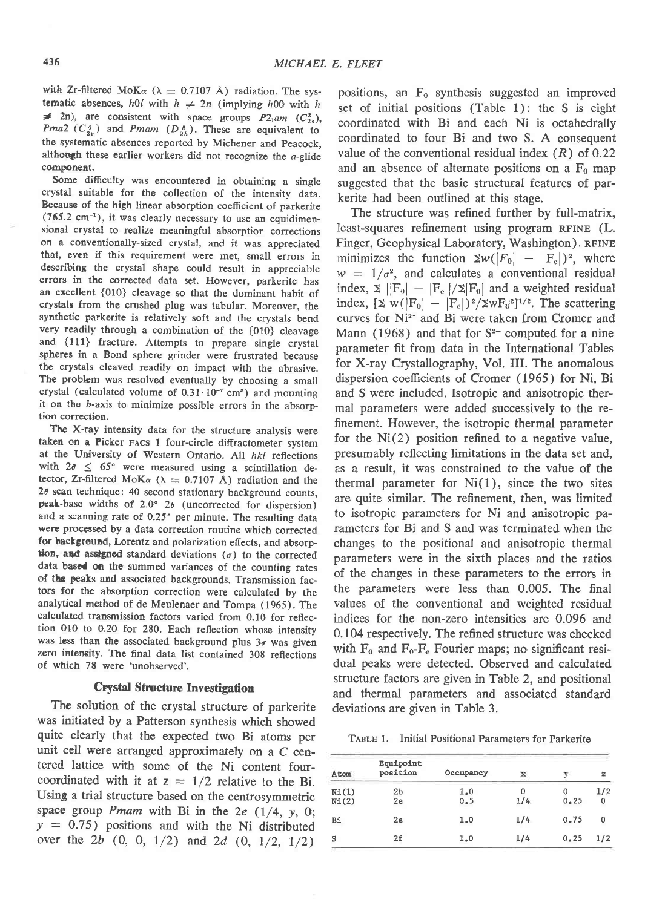with Zr-filtered MoK$\alpha$ ($\lambda$ = 0.7107 Å) radiation. The systematic absences, $h0l$ with $h \neq 2n$ (implying $h00$ with $h \neq 2n$), are consistent with space groups $P2_1am$ ($C_{2v}^2$), $Pma2$ ($C_{2v}^4$) and $Pmam$ ($D_{2h}^5$). These are equivalent to the systematic absences reported by Michener and Peacock, although these earlier workers did not recognize the $a$-glide component.

Some difficulty was encountered in obtaining a single crystal suitable for the collection of the intensity data. Because of the high linear absorption coefficient of parkerite (765.2 cm$^{-1}$), it was clearly necessary to use an equidimensional crystal to realize meaningful absorption corrections on a conventionally-sized crystal, and it was appreciated that, even if this requirement were met, small errors in describing the crystal shape could result in appreciable errors in the corrected data set. However, parkerite has an excellent {010} cleavage so that the dominant habit of crystals from the crushed plug was tabular. Moreover, the synthetic parkerite is relatively soft and the crystals bend very readily through a combination of the {010} cleavage and {111} fracture. Attempts to prepare single crystal spheres in a Bond sphere grinder were frustrated because the crystals cleaved readily on impact with the abrasive. The problem was resolved eventually by choosing a small crystal (calculated volume of $0.31 \cdot 10^{-7}$ cm$^3$) and mounting it on the $b$-axis to minimize possible errors in the absorption correction.

The X-ray intensity data for the structure analysis were taken on a Picker FACS 1 four-circle diffractometer system at the University of Western Ontario. All $hkl$ reflections with $2\theta \leq 65°$ were measured using a scintillation detector, Zr-filtered MoK$\alpha$ ($\lambda$ = 0.7107 Å) radiation and the $2\theta$ scan technique: 40 second stationary background counts, peak-base widths of 2.0° $2\theta$ (uncorrected for dispersion) and a scanning rate of 0.25° per minute. The resulting data were processed by a data correction routine which corrected for background, Lorentz and polarization effects, and absorption, and assigned standard deviations ($\sigma$) to the corrected data based on the summed variances of the counting rates of the peaks and associated backgrounds. Transmission factors for the absorption correction were calculated by the analytical method of de Meulenaer and Tompa (1965). The calculated transmission factors varied from 0.10 for reflection 010 to 0.20 for 280. Each reflection whose intensity was less than the associated background plus $3\sigma$ was given zero intensity. The final data list contained 308 reflections of which 78 were 'unobserved'.

## Crystal Structure Investigation

The solution of the crystal structure of parkerite was initiated by a Patterson synthesis which showed quite clearly that the expected two Bi atoms per unit cell were arranged approximately on a $C$ centered lattice with some of the Ni content four-coordinated with it at $z$ = 1/2 relative to the Bi. Using a trial structure based on the centrosymmetric space group $Pmam$ with Bi in the $2e$ (1/4, $y$, 0; $y$ = 0.75) positions and with the Ni distributed over the $2b$ (0, 0, 1/2) and $2d$ (0, 1/2, 1/2) positions, an $F_0$ synthesis suggested an improved set of initial positions (Table 1): the S is eight coordinated with Bi and each Ni is octahedrally coordinated to four Bi and two S. A consequent value of the conventional residual index ($R$) of 0.22 and an absence of alternate positions on a $F_0$ map suggested that the basic structural features of parkerite had been outlined at this stage.

The structure was refined further by full-matrix, least-squares refinement using program RFINE (L. Finger, Geophysical Laboratory, Washington). RFINE minimizes the function $\Sigma w(|F_0| - |F_c|)^2$, where $w = 1/\sigma^2$, and calculates a conventional residual index, $\Sigma\ ||F_0| - |F_c||/\Sigma|F_0|$ and a weighted residual index, $[\Sigma\ w(|F_0| - |F_c|)^2/\Sigma wF_0^2]^{1/2}$. The scattering curves for $Ni^{2+}$ and Bi were taken from Cromer and Mann (1968) and that for $S^{2-}$ computed for a nine parameter fit from data in the International Tables for X-ray Crystallography, Vol. III. The anomalous dispersion coefficients of Cromer (1965) for Ni, Bi and S were included. Isotropic and anisotropic thermal parameters were added successively to the refinement. However, the isotropic thermal parameter for the Ni(2) position refined to a negative value, presumably reflecting limitations in the data set and, as a result, it was constrained to the value of the thermal parameter for Ni(1), since the two sites are quite similar. The refinement, then, was limited to isotropic parameters for Ni and anisotropic parameters for Bi and S and was terminated when the changes to the positional and anisotropic thermal parameters were in the sixth places and the ratios of the changes in these parameters to the errors in the parameters were less than 0.005. The final values of the conventional and weighted residual indices for the non-zero intensities are 0.096 and 0.104 respectively. The refined structure was checked with $F_0$ and $F_0$-$F_c$ Fourier maps; no significant residual peaks were detected. Observed and calculated structure factors are given in Table 2, and positional and thermal parameters and associated standard deviations are given in Table 3.

TABLE 1. Initial Positional Parameters for Parkerite

| Atom | Equipoint position | Occupancy | x | y | z |
|---|---|---|---|---|---|
| Ni(1) | 2b | 1.0 | 0 | 0 | 1/2 |
| Ni(2) | 2e | 0.5 | 1/4 | 0.25 | 0 |
| Bi | 2e | 1.0 | 1/4 | 0.75 | 0 |
| S | 2f | 1.0 | 1/4 | 0.25 | 1/2 |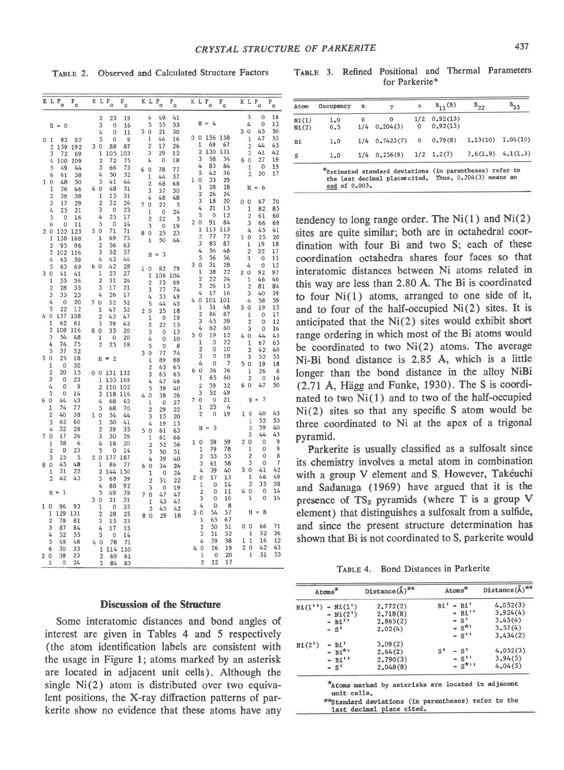**Table 2.** Observed and Calculated Structure Factors

| K | L | $F_o$ | $F_c$ |
|---|---|---|---|
| H = 0 | | | |
| 0 | 1 | 83 | 92 |
| | 2 | 159 | 192 |
| | 3 | 72 | 69 |
| | 4 | 100 | 109 |
| | 5 | 49 | 44 |
| | 6 | 61 | 58 |
| 1 | 0 | 48 | 50 |
| | 1 | 36 | 46 |
| | 2 | 39 | 38 |
| | 3 | 17 | 29 |
| | 4 | 25 | 21 |
| | 5 | 0 | 16 |
| | 6 | 0 | 11 |
| 2 | 0 | 122 | 123 |
| | 1 | 138 | 168 |
| | 2 | 95 | 96 |
| | 3 | 102 | 116 |
| | 4 | 65 | 59 |
| | 5 | 63 | 69 |
| 3 | 0 | 41 | 41 |
| | 1 | 55 | 36 |
| | 2 | 28 | 33 |
| | 3 | 33 | 23 |
| | 4 | 0 | 20 |
| | 5 | 22 | 12 |
| 4 | 0 | 137 | 138 |
| | 1 | 62 | 61 |
| | 2 | 108 | 116 |
| | 3 | 54 | 48 |
| | 4 | 74 | 75 |
| | 5 | 37 | 32 |
| 5 | 0 | 25 | 18 |
| | 1 | 0 | 30 |
| | 2 | 20 | 15 |
| | 3 | 0 | 23 |
| | 4 | 0 | 9 |
| | 5 | 0 | 14 |
| 6 | 0 | 44 | 43 |
| | 1 | 74 | 77 |
| | 2 | 40 | 38 |
| | 3 | 62 | 60 |
| | 4 | 32 | 28 |
| 7 | 0 | 17 | 26 |
| | 1 | 38 | 6 |
| | 2 | 0 | 23 |
| | 3 | 25 | 5 |
| 8 | 0 | 45 | 48 |
| | 1 | 31 | 22 |
| | 2 | 42 | 43 |
| H = 1 | | | |
| 1 | 0 | 96 | 93 |
| | 1 | 129 | 131 |
| | 2 | 78 | 81 |
| | 3 | 87 | 84 |
| | 4 | 52 | 55 |
| | 5 | 49 | 48 |
| | 6 | 30 | 33 |
| 2 | 0 | 38 | 23 |
| | 1 | 0 | 24 |
| | 2 | 23 | 19 |
| | 3 | 0 | 16 |
| | 4 | 0 | 11 |
| | 5 | 0 | 9 |
| 3 | 0 | 88 | 87 |
| | 1 | 105 | 103 |
| | 2 | 72 | 75 |
| | 3 | 66 | 73 |
| | 4 | 50 | 52 |
| | 5 | 41 | 44 |
| 4 | 0 | 48 | 31 |
| | 1 | 15 | 31 |
| | 2 | 32 | 26 |
| | 3 | 0 | 23 |
| | 4 | 25 | 17 |
| | 5 | 0 | 14 |
| 5 | 0 | 71 | 71 |
| | 1 | 69 | 75 |
| | 2 | 56 | 63 |
| | 3 | 52 | 57 |
| | 4 | 43 | 44 |
| 6 | 0 | 42 | 28 |
| | 1 | 23 | 27 |
| | 2 | 31 | 24 |
| | 3 | 17 | 21 |
| | 4 | 26 | 17 |
| 7 | 0 | 52 | 52 |
| | 1 | 47 | 52 |
| | 2 | 43 | 47 |
| | 3 | 39 | 42 |
| 8 | 0 | 35 | 20 |
| | 1 | 0 | 20 |
| | 2 | 25 | 18 |
| H = 2 | | | |
| 0 | 0 | 131 | 132 |
| | 1 | 155 | 169 |
| | 2 | 110 | 102 |
| | 3 | 118 | 116 |
| | 4 | 68 | 62 |
| | 5 | 68 | 70 |
| 1 | 0 | 54 | 44 |
| | 1 | 50 | 41 |
| | 2 | 39 | 35 |
| | 3 | 30 | 26 |
| | 4 | 18 | 20 |
| | 5 | 0 | 14 |
| 2 | 0 | 177 | 187 |
| | 1 | 86 | 77 |
| | 2 | 144 | 150 |
| | 3 | 68 | 59 |
| | 4 | 88 | 92 |
| | 5 | 49 | 39 |
| 3 | 0 | 31 | 31 |
| | 1 | 0 | 33 |
| | 2 | 28 | 25 |
| | 3 | 15 | 23 |
| | 4 | 17 | 15 |
| | 5 | 0 | 14 |
| 4 | 0 | 78 | 71 |
| | 1 | 114 | 110 |
| | 2 | 69 | 61 |
| | 3 | 84 | 83 |
| | 4 | 49 | 41 |
| | 5 | 55 | 53 |
| 5 | 0 | 21 | 30 |
| | 1 | 44 | 16 |
| | 2 | 17 | 26 |
| | 3 | 29 | 12 |
| | 4 | 0 | 18 |
| 6 | 0 | 78 | 77 |
| | 1 | 44 | 37 |
| | 2 | 68 | 68 |
| | 3 | 37 | 30 |
| | 4 | 48 | 48 |
| 7 | 0 | 22 | 5 |
| | 1 | 0 | 24 |
| | 2 | 22 | 5 |
| | 3 | 0 | 19 |
| 8 | 0 | 25 | 23 |
| | 1 | 50 | 44 |
| H = 3 | | | |
| 1 | 0 | 82 | 79 |
| | 1 | 106 | 104 |
| | 2 | 73 | 69 |
| | 3 | 77 | 74 |
| | 4 | 53 | 49 |
| | 5 | 44 | 43 |
| 2 | 0 | 25 | 18 |
| | 1 | 0 | 19 |
| | 2 | 22 | 15 |
| | 3 | 0 | 13 |
| | 4 | 0 | 10 |
| | 5 | 0 | 8 |
| 3 | 0 | 77 | 74 |
| | 1 | 89 | 88 |
| | 2 | 62 | 65 |
| | 3 | 65 | 65 |
| | 4 | 47 | 46 |
| | 5 | 39 | 40 |
| 4 | 0 | 38 | 26 |
| | 1 | 0 | 27 |
| | 2 | 29 | 22 |
| | 3 | 15 | 20 |
| | 4 | 19 | 15 |
| 5 | 0 | 61 | 63 |
| | 1 | 61 | 66 |
| | 2 | 52 | 56 |
| | 3 | 50 | 51 |
| | 4 | 39 | 40 |
| 6 | 0 | 34 | 24 |
| | 1 | 0 | 24 |
| | 2 | 31 | 22 |
| | 3 | 0 | 19 |
| 7 | 0 | 47 | 47 |
| | 1 | 43 | 47 |
| | 2 | 45 | 42 |
| 8 | 0 | 29 | 18 |
| H = 4 | | | |
| 0 | 0 | 156 | 158 |
| | 1 | 69 | 67 |
| | 2 | 130 | 131 |
| | 3 | 58 | 54 |
| | 4 | 83 | 84 |
| | 5 | 42 | 36 |
| 1 | 0 | 33 | 29 |
| | 1 | 28 | 28 |
| | 2 | 26 | 24 |
| | 3 | 18 | 20 |
| | 4 | 21 | 15 |
| | 5 | 0 | 12 |
| 2 | 0 | 91 | 84 |
| | 1 | 113 | 113 |
| | 2 | 77 | 72 |
| | 3 | 85 | 87 |
| | 4 | 56 | 48 |
| | 5 | 56 | 56 |
| 3 | 0 | 31 | 28 |
| | 1 | 38 | 22 |
| | 2 | 22 | 24 |
| | 3 | 26 | 15 |
| | 4 | 17 | 16 |
| 4 | 0 | 101 | 101 |
| | 1 | 51 | 48 |
| | 2 | 86 | 87 |
| | 3 | 45 | 39 |
| | 4 | 62 | 60 |
| 5 | 0 | 19 | 12 |
| | 1 | 0 | 22 |
| | 2 | 0 | 10 |
| | 3 | 0 | 18 |
| | 4 | 0 | 7 |
| 6 | 0 | 36 | 36 |
| | 1 | 65 | 60 |
| | 2 | 39 | 32 |
| | 3 | 52 | 49 |
| 7 | 0 | 0 | 21 |
| | 1 | 25 | 4 |
| | 2 | 0 | 19 |
| H = 5 | | | |
| 1 | 0 | 59 | 59 |
| | 1 | 79 | 78 |
| | 2 | 53 | 53 |
| | 3 | 61 | 58 |
| | 4 | 39 | 40 |
| 2 | 0 | 17 | 13 |
| | 1 | 0 | 14 |
| | 2 | 0 | 11 |
| | 3 | 0 | 10 |
| | 4 | 0 | 8 |
| 3 | 0 | 54 | 57 |
| | 1 | 65 | 67 |
| | 2 | 50 | 51 |
| | 3 | 51 | 52 |
| | 4 | 39 | 38 |
| 4 | 0 | 26 | 19 |
| | 1 | 0 | 20 |
| | 2 | 22 | 17 |
| | 3 | 0 | 16 |
| | 4 | 0 | 13 |
| 5 | 0 | 45 | 50 |
| | 1 | 47 | 53 |
| | 2 | 44 | 45 |
| | 3 | 41 | 42 |
| 6 | 0 | 27 | 19 |
| | 1 | 0 | 19 |
| | 2 | 20 | 17 |
| H = 6 | | | |
| 0 | 0 | 67 | 70 |
| | 1 | 82 | 85 |
| | 2 | 61 | 60 |
| | 3 | 66 | 69 |
| | 4 | 45 | 41 |
| 1 | 0 | 25 | 20 |
| | 1 | 19 | 18 |
| | 2 | 22 | 17 |
| | 3 | 0 | 13 |
| | 4 | 0 | 12 |
| 2 | 0 | 92 | 97 |
| | 1 | 46 | 46 |
| | 2 | 81 | 84 |
| | 3 | 40 | 39 |
| | 4 | 58 | 59 |
| 3 | 0 | 19 | 13 |
| | 1 | 0 | 17 |
| | 2 | 0 | 12 |
| | 3 | 0 | 14 |
| 4 | 0 | 44 | 45 |
| | 1 | 67 | 65 |
| | 2 | 42 | 40 |
| | 3 | 52 | 53 |
| 5 | 0 | 19 | 18 |
| | 1 | 26 | 8 |
| | 2 | 0 | 16 |
| 6 | 0 | 47 | 50 |
| H = 7 | | | |
| 1 | 0 | 40 | 43 |
| | 1 | 52 | 55 |
| | 2 | 39 | 40 |
| | 3 | 44 | 43 |
| 2 | 0 | 0 | 9 |
| | 1 | 0 | 9 |
| | 2 | 0 | 8 |
| | 3 | 0 | 7 |
| 3 | 0 | 41 | 42 |
| | 1 | 46 | 49 |
| | 2 | 35 | 38 |
| 4 | 0 | 0 | 14 |
| | 1 | 0 | 14 |
| H = 8 | | | |
| 0 | 0 | 66 | 71 |
| | 1 | 32 | 36 |
| 1 | 1 | 16 | 12 |
| 2 | 0 | 42 | 43 |
| | 1 | 51 | 55 |

## Discussion of the Structure

Some interatomic distances and bond angles of interest are given in Tables 4 and 5 respectively (the atom identification labels are consistent with the usage in Figure 1; atoms marked by an asterisk are located in adjacent unit cells). Although the single Ni(2) atom is distributed over two equivalent positions, the X-ray diffraction patterns of parkerite show no evidence that these atoms have any tendency to long range order. The Ni(1) and Ni(2) sites are quite similar; both are in octahedral coordination with four Bi and two S; each of these coordination octahedra shares four faces so that interatomic distances between Ni atoms related in this way are less than 2.80 A. The Bi is coordinated to four Ni(1) atoms, arranged to one side of it, and to four of the half-occupied Ni(2) sites. It is anticipated that the Ni(2) sites would exhibit short range ordering in which most of the Bi atoms would be coordinated to two Ni(2) atoms. The average Ni-Bi bond distance is 2.85 A, which is a little longer than the bond distance in the alloy NiBi (2.71 A, Hägg and Funke, 1930). The S is coordinated to two Ni(1) and to two of the half-occupied Ni(2) sites so that any specific S atom would be three coordinated to Ni at the apex of a trigonal pyramid.

Parkerite is usually classified as a sulfosalt since its chemistry involves a metal atom in combination with a group V element and S. However, Takéuchi and Sadanaga (1969) have argued that it is the presence of $TS_3$ pyramids (where T is a group V element) that distinguishes a sulfosalt from a sulfide, and since the present structure determination has shown that Bi is not coordinated to S, parkerite would

**Table 3.** Refined Positional and Thermal Parameters for Parkerite*

| Atom | Occupancy | x | y | z | $B_{11}$(B) | $B_{22}$ | $B_{33}$ |
|---|---|---|---|---|---|---|---|
| Ni(1) | 1.0 | 0 | 0 | 1/2 | 0.92(13) | | |
| Ni(2) | 0.5 | 1/4 | 0.204(3) | 0 | 0.92(13) | | |
| Bi | 1.0 | 1/4 | 0.7423(7) | 0 | 0.79(8) | 1.13(10) | 1.04(10) |
| S | 1.0 | 1/4 | 0.256(9) | 1/2 | 1.2(7) | 7.6(1.9) | 4.1(1.3) |

*Estimated standard deviations (in parentheses) refer to the last decimal places cited. Thus, 0.204(3) means an esd of 0.003.

**Table 4.** Bond Distances in Parkerite

| Atoms* | Distance(Å)** | Atoms* | Distance(Å)** |
|---|---|---|---|
| Ni(1'') - Ni(1') | 2.772(2) | Bi' - Bi' | 4.052(3) |
| - Ni(2') | 2.718(8) | - Bi'' | 3.924(4) |
| - Bi'' | 2.865(2) | - S' | 3.45(4) |
| - S' | 2.02(4) | - S*' | 3.57(4) |
| | | - S'' | 3.434(2) |
| Ni(2') - Bi' | 3.09(2) | | |
| - Bi*' | 2.64(2) | S' - S' | 4.052(3) |
| - Bi'' | 2.790(3) | - S'' | 3.94(5) |
| - S' | 2.048(8) | - S*'' | 4.04(5) |

*Atoms marked by asterisks are located in adjacent unit cells.

**Standard deviations (in parentheses) refer to the last decimal place cited.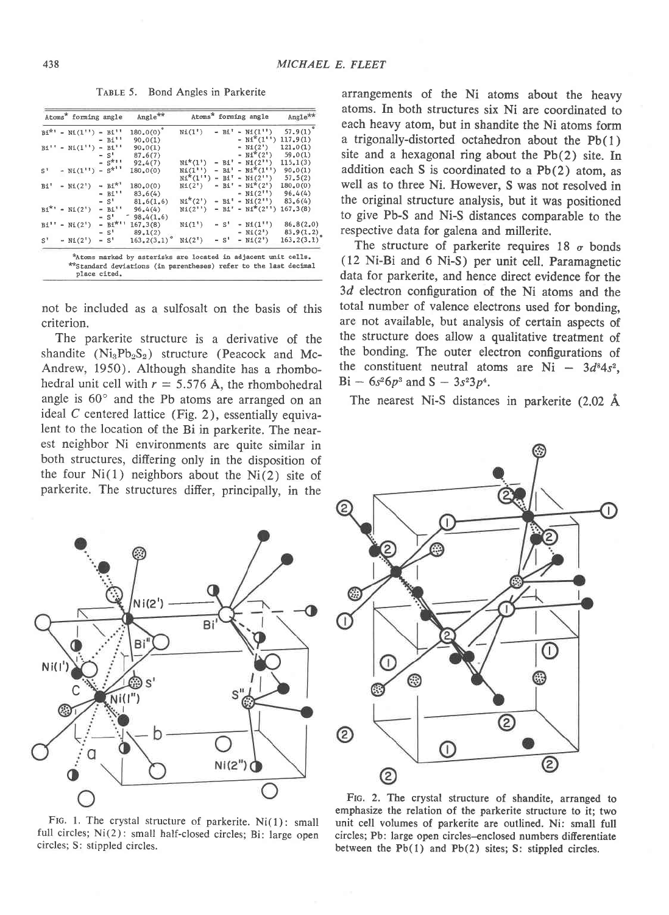TABLE 5. Bond Angles in Parkerite

| Atoms* forming angle | Angle** | Atoms* forming angle | Angle** |
|---|---|---|---|
| Bi*' - Ni(1'') - Bi'' | 180.0(0)° | Ni(1') - Bi' - Ni(1'') | 57.9(1)° |
| - Bi'' | 90.0(1) | - Ni*(1'') | 117.9(1) |
| Bi'' - Ni(1'') - Bi'' | 90.0(1) | - Ni(2') | 121.0(1) |
| - S' | 87.6(7) | - Ni*(2') | 59.0(1) |
| - S*'' | 92.4(7) | Ni*(1') - Bi' - Ni(2'') | 115.1(3) |
| S' - Ni(1'') - S*'' | 180.0(0) | Ni(1'') - Bi' - Ni*(1'') | 90.0(1) |
| | | Ni*(1'') - Bi' - Ni(2'') | 57.5(2) |
| Bi' - Ni(2') - Bi*' | 180.0(0) | Ni(2') - Bi' - Ni*(2') | 180.0(0) |
| - Bi'' | 83.6(4) | - Ni(2'') | 96.4(4) |
| - S' | 81.6(1.6) | Ni*(2') - Bi' - Ni(2'') | 83.6(4) |
| Bi*' - Ni(2') - Bi'' | 96.4(4) | Ni(2'') - Bi' - Ni*(2'') | 167.3(8) |
| - S' | 98.4(1.6) | | |
| Bi'' - Ni(2') - Bi*'' | 167.3(8) | Ni(1') - S' - Ni(1'') | 86.8(2.0) |
| - S' | 89.1(2) | - Ni(2') | 83.9(1.2) |
| S' - Ni(2') - S' | 163.2(3.1)° | Ni(2') - S' - Ni(2') | 163.2(3.1)° |

*Atoms marked by asterisks are located in adjacent unit cells.
**Standard deviations (in parentheses) refer to the last decimal place cited.

not be included as a sulfosalt on the basis of this criterion.

The parkerite structure is a derivative of the shandite ($Ni_3Pb_2S_2$) structure (Peacock and McAndrew, 1950). Although shandite has a rhombohedral unit cell with $r = 5.576$ Å, the rhombohedral angle is 60° and the Pb atoms are arranged on an ideal $C$ centered lattice (Fig. 2), essentially equivalent to the location of the Bi in parkerite. The nearest neighbor Ni environments are quite similar in both structures, differing only in the disposition of the four Ni(1) neighbors about the Ni(2) site of parkerite. The structures differ, principally, in the arrangements of the Ni atoms about the heavy atoms. In both structures six Ni are coordinated to each heavy atom, but in shandite the Ni atoms form a trigonally-distorted octahedron about the Pb(1) site and a hexagonal ring about the Pb(2) site. In addition each S is coordinated to a Pb(2) atom, as well as to three Ni. However, S was not resolved in the original structure analysis, but it was positioned to give Pb-S and Ni-S distances comparable to the respective data for galena and millerite.

The structure of parkerite requires 18 $\sigma$ bonds (12 Ni-Bi and 6 Ni-S) per unit cell. Paramagnetic data for parkerite, and hence direct evidence for the $3d$ electron configuration of the Ni atoms and the total number of valence electrons used for bonding, are not available, but analysis of certain aspects of the structure does allow a qualitative treatment of the bonding. The outer electron configurations of the constituent neutral atoms are Ni – $3d^8 4s^2$, Bi – $6s^2 6p^3$ and S – $3s^2 3p^4$.

The nearest Ni-S distances in parkerite (2.02 Å

FIG. 1. The crystal structure of parkerite. Ni(1): small full circles; Ni(2): small half-closed circles; Bi: large open circles; S: stippled circles.

FIG. 2. The crystal structure of shandite, arranged to emphasize the relation of the parkerite structure to it; two unit cell volumes of parkerite are outlined. Ni: small full circles; Pb: large open circles–enclosed numbers differentiate between the Pb(1) and Pb(2) sites; S: stippled circles.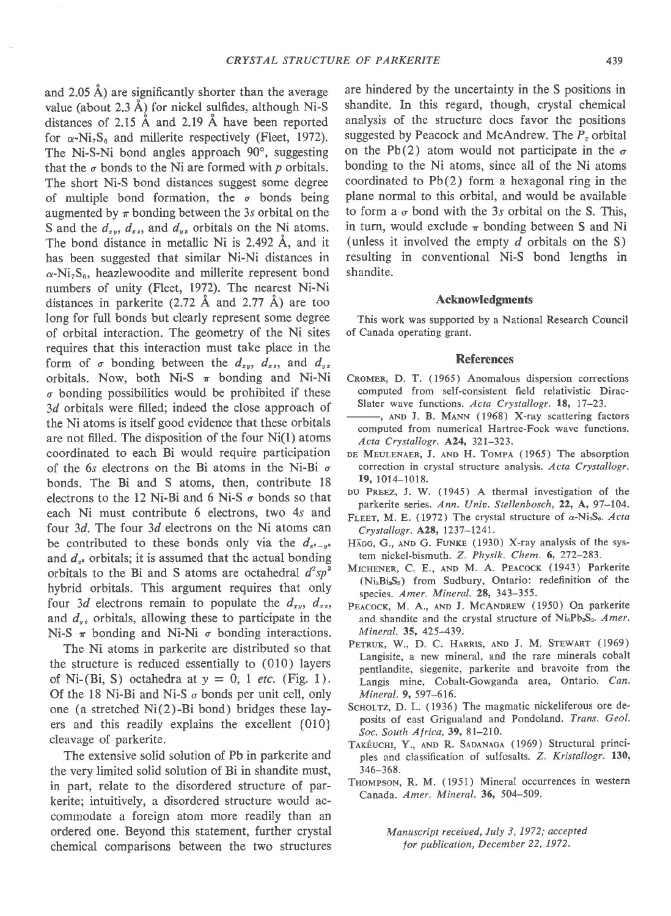and 2.05 Å) are significantly shorter than the average value (about 2.3 Å) for nickel sulfides, although Ni-S distances of 2.15 Å and 2.19 Å have been reported for $\alpha$-$Ni_7S_6$ and millerite respectively (Fleet, 1972). The Ni-S-Ni bond angles approach 90°, suggesting that the $\sigma$ bonds to the Ni are formed with $p$ orbitals. The short Ni-S bond distances suggest some degree of multiple bond formation, the $\sigma$ bonds being augmented by $\pi$ bonding between the 3$s$ orbital on the S and the $d_{xy}$, $d_{xz}$, and $d_{yz}$ orbitals on the Ni atoms. The bond distance in metallic Ni is 2.492 Å, and it has been suggested that similar Ni-Ni distances in $\alpha$-$Ni_7S_6$, heazlewoodite and millerite represent bond numbers of unity (Fleet, 1972). The nearest Ni-Ni distances in parkerite (2.72 Å and 2.77 Å) are too long for full bonds but clearly represent some degree of orbital interaction. The geometry of the Ni sites requires that this interaction must take place in the form of $\sigma$ bonding between the $d_{xy}$, $d_{xz}$, and $d_{yz}$ orbitals. Now, both Ni-S $\pi$ bonding and Ni-Ni $\sigma$ bonding possibilities would be prohibited if these 3$d$ orbitals were filled; indeed the close approach of the Ni atoms is itself good evidence that these orbitals are not filled. The disposition of the four Ni(1) atoms coordinated to each Bi would require participation of the 6$s$ electrons on the Bi atoms in the Ni-Bi $\sigma$ bonds. The Bi and S atoms, then, contribute 18 electrons to the 12 Ni-Bi and 6 Ni-S $\sigma$ bonds so that each Ni must contribute 6 electrons, two 4$s$ and four 3$d$. The four 3$d$ electrons on the Ni atoms can be contributed to these bonds only via the $d_{x^2-y^2}$ and $d_{z^2}$ orbitals; it is assumed that the actual bonding orbitals to the Bi and S atoms are octahedral $d^2sp^3$ hybrid orbitals. This argument requires that only four 3$d$ electrons remain to populate the $d_{xy}$, $d_{xz}$, and $d_{yz}$ orbitals, allowing these to participate in the Ni-S $\pi$ bonding and Ni-Ni $\sigma$ bonding interactions.

The Ni atoms in parkerite are distributed so that the structure is reduced essentially to (010) layers of Ni-(Bi, S) octahedra at $y$ = 0, 1 *etc.* (Fig. 1). Of the 18 Ni-Bi and Ni-S $\sigma$ bonds per unit cell, only one (a stretched Ni(2)-Bi bond) bridges these layers and this readily explains the excellent {010} cleavage of parkerite.

The extensive solid solution of Pb in parkerite and the very limited solid solution of Bi in shandite must, in part, relate to the disordered structure of parkerite; intuitively, a disordered structure would accommodate a foreign atom more readily than an ordered one. Beyond this statement, further crystal chemical comparisons between the two structures are hindered by the uncertainty in the S positions in shandite. In this regard, though, crystal chemical analysis of the structure does favor the positions suggested by Peacock and McAndrew. The $P_z$ orbital on the Pb(2) atom would not participate in the $\sigma$ bonding to the Ni atoms, since all of the Ni atoms coordinated to Pb(2) form a hexagonal ring in the plane normal to this orbital, and would be available to form a $\sigma$ bond with the 3$s$ orbital on the S. This, in turn, would exclude $\pi$ bonding between S and Ni (unless it involved the empty $d$ orbitals on the S) resulting in conventional Ni-S bond lengths in shandite.

## Acknowledgments

This work was supported by a National Research Council of Canada operating grant.

## References

Cromer, D. T. (1965) Anomalous dispersion corrections computed from self-consistent field relativistic Dirac-Slater wave functions. *Acta Crystallogr.* **18**, 17–23.

———, and J. B. Mann (1968) X-ray scattering factors computed from numerical Hartree-Fock wave functions. *Acta Crystallogr.* **A24**, 321–323.

de Meulenaer, J. and H. Tompa (1965) The absorption correction in crystal structure analysis. *Acta Crystallogr.* **19**, 1014–1018.

du Preez, J. W. (1945) A thermal investigation of the parkerite series. *Ann. Univ. Stellenbosch*, **22**, **A**, 97–104.

Fleet, M. E. (1972) The crystal structure of $\alpha$-$Ni_7S_6$. *Acta Crystallogr.* **A28**, 1237–1241.

Hägg, G., and G. Funke (1930) X-ray analysis of the system nickel-bismuth. *Z. Physik. Chem.* **6**, 272–283.

Michener, C. E., and M. A. Peacock (1943) Parkerite ($Ni_3Bi_2S_2$) from Sudbury, Ontario: redefinition of the species. *Amer. Mineral.* **28**, 343–355.

Peacock, M. A., and J. McAndrew (1950) On parkerite and shandite and the crystal structure of $Ni_3Pb_2S_2$. *Amer. Mineral.* **35**, 425–439.

Petruk, W., D. C. Harris, and J. M. Stewart (1969) Langisite, a new mineral, and the rare minerals cobalt pentlandite, siegenite, parkerite and bravoite from the Langis mine, Cobalt-Gowganda area, Ontario. *Can. Mineral.* **9**, 597–616.

Scholtz, D. L. (1936) The magmatic nickeliferous ore deposits of east Griqualand and Pondoland. *Trans. Geol. Soc. South Africa*, **39**, 81–210.

Takéuchi, Y., and R. Sadanaga (1969) Structural principles and classification of sulfosalts. *Z. Kristallogr.* **130**, 346–368.

Thompson, R. M. (1951) Mineral occurrences in western Canada. *Amer. Mineral.* **36**, 504–509.

*Manuscript received, July 3, 1972; accepted for publication, December 22, 1972.*